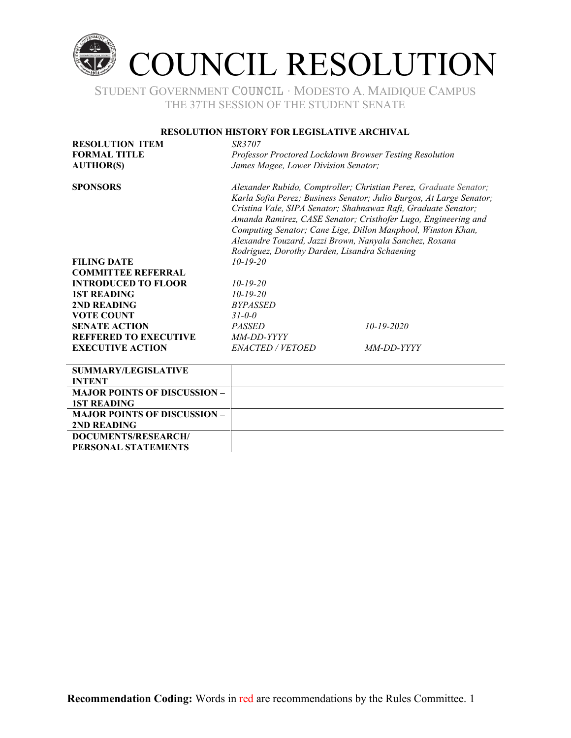# COUNCIL RESOLUTION

STUDENT GOVERNMENT COUNCIL · MODESTO A. MAIDIQUE CAMPUS
THE 37TH SESSION OF THE STUDENT SENATE

**RESOLUTION HISTORY FOR LEGISLATIVE ARCHIVAL**

| | | |
|---|---|---|
| **RESOLUTION ITEM** | *SR3707* | |
| **FORMAL TITLE** | *Professor Proctored Lockdown Browser Testing Resolution* | |
| **AUTHOR(S)** | *James Magee, Lower Division Senator;* | |
| **SPONSORS** | *Alexander Rubido, Comptroller; Christian Perez, Graduate Senator; Karla Sofia Perez; Business Senator; Julio Burgos, At Large Senator; Cristina Vale, SIPA Senator; Shahnawaz Rafi, Graduate Senator; Amanda Ramirez, CASE Senator; Cristhofer Lugo, Engineering and Computing Senator; Cane Lige, Dillon Manphool, Winston Khan, Alexandre Touzard, Jazzi Brown, Nanyala Sanchez, Roxana Rodriguez, Dorothy Darden, Lisandra Schaening* | |
| **FILING DATE** | *10-19-20* | |
| **COMMITTEE REFERRAL** | | |
| **INTRODUCED TO FLOOR** | *10-19-20* | |
| **1ST READING** | *10-19-20* | |
| **2ND READING** | *BYPASSED* | |
| **VOTE COUNT** | *31-0-0* | |
| **SENATE ACTION** | *PASSED* | *10-19-2020* |
| **REFFERED TO EXECUTIVE** | *MM-DD-YYYY* | |
| **EXECUTIVE ACTION** | *ENACTED / VETOED* | *MM-DD-YYYY* |

| | |
|---|---|
| **SUMMARY/LEGISLATIVE INTENT** | |
| **MAJOR POINTS OF DISCUSSION – 1ST READING** | |
| **MAJOR POINTS OF DISCUSSION – 2ND READING** | |
| **DOCUMENTS/RESEARCH/ PERSONAL STATEMENTS** | |

**Recommendation Coding:** Words in red are recommendations by the Rules Committee.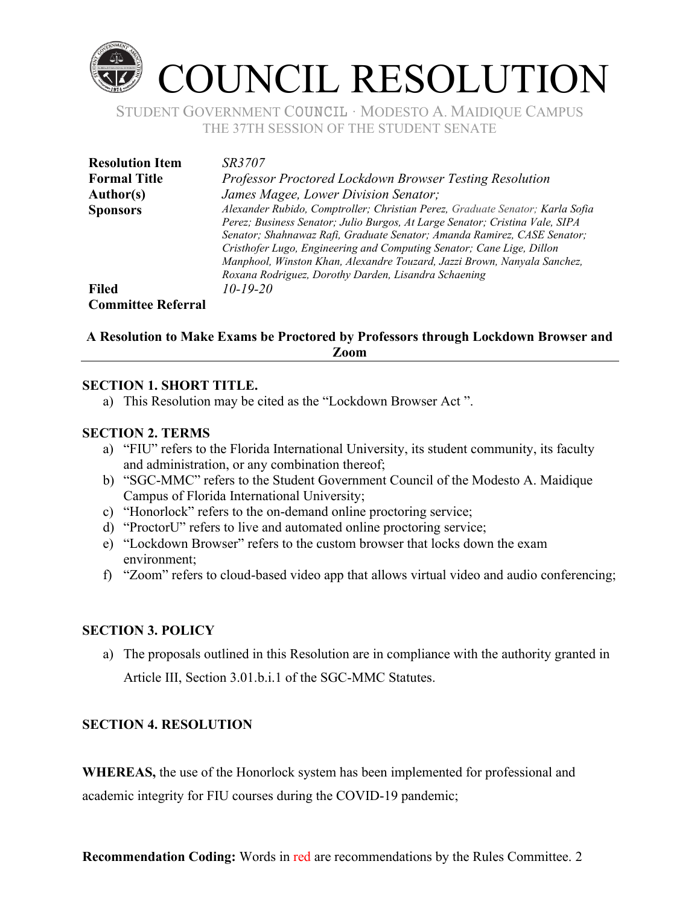# COUNCIL RESOLUTION

STUDENT GOVERNMENT COUNCIL · MODESTO A. MAIDIQUE CAMPUS
THE 37TH SESSION OF THE STUDENT SENATE

| | |
|---|---|
| **Resolution Item** | *SR3707* |
| **Formal Title** | *Professor Proctored Lockdown Browser Testing Resolution* |
| **Author(s)** | *James Magee, Lower Division Senator;* |
| **Sponsors** | *Alexander Rubido, Comptroller; Christian Perez, Graduate Senator; Karla Sofia Perez; Business Senator; Julio Burgos, At Large Senator; Cristina Vale, SIPA Senator; Shahnawaz Rafi, Graduate Senator; Amanda Ramirez, CASE Senator; Cristhofer Lugo, Engineering and Computing Senator; Cane Lige, Dillon Manphool, Winston Khan, Alexandre Touzard, Jazzi Brown, Nanyala Sanchez, Roxana Rodriguez, Dorothy Darden, Lisandra Schaening* |
| **Filed** | *10-19-20* |
| **Committee Referral** | |

**A Resolution to Make Exams be Proctored by Professors through Lockdown Browser and Zoom**

---

**SECTION 1. SHORT TITLE.**

a) This Resolution may be cited as the "Lockdown Browser Act ".

**SECTION 2. TERMS**

a) "FIU" refers to the Florida International University, its student community, its faculty and administration, or any combination thereof;
b) "SGC-MMC" refers to the Student Government Council of the Modesto A. Maidique Campus of Florida International University;
c) "Honorlock" refers to the on-demand online proctoring service;
d) "ProctorU" refers to live and automated online proctoring service;
e) "Lockdown Browser" refers to the custom browser that locks down the exam environment;
f) "Zoom" refers to cloud-based video app that allows virtual video and audio conferencing;

**SECTION 3. POLICY**

a) The proposals outlined in this Resolution are in compliance with the authority granted in Article III, Section 3.01.b.i.1 of the SGC-MMC Statutes.

**SECTION 4. RESOLUTION**

**WHEREAS,** the use of the Honorlock system has been implemented for professional and academic integrity for FIU courses during the COVID-19 pandemic;

**Recommendation Coding:** Words in red are recommendations by the Rules Committee.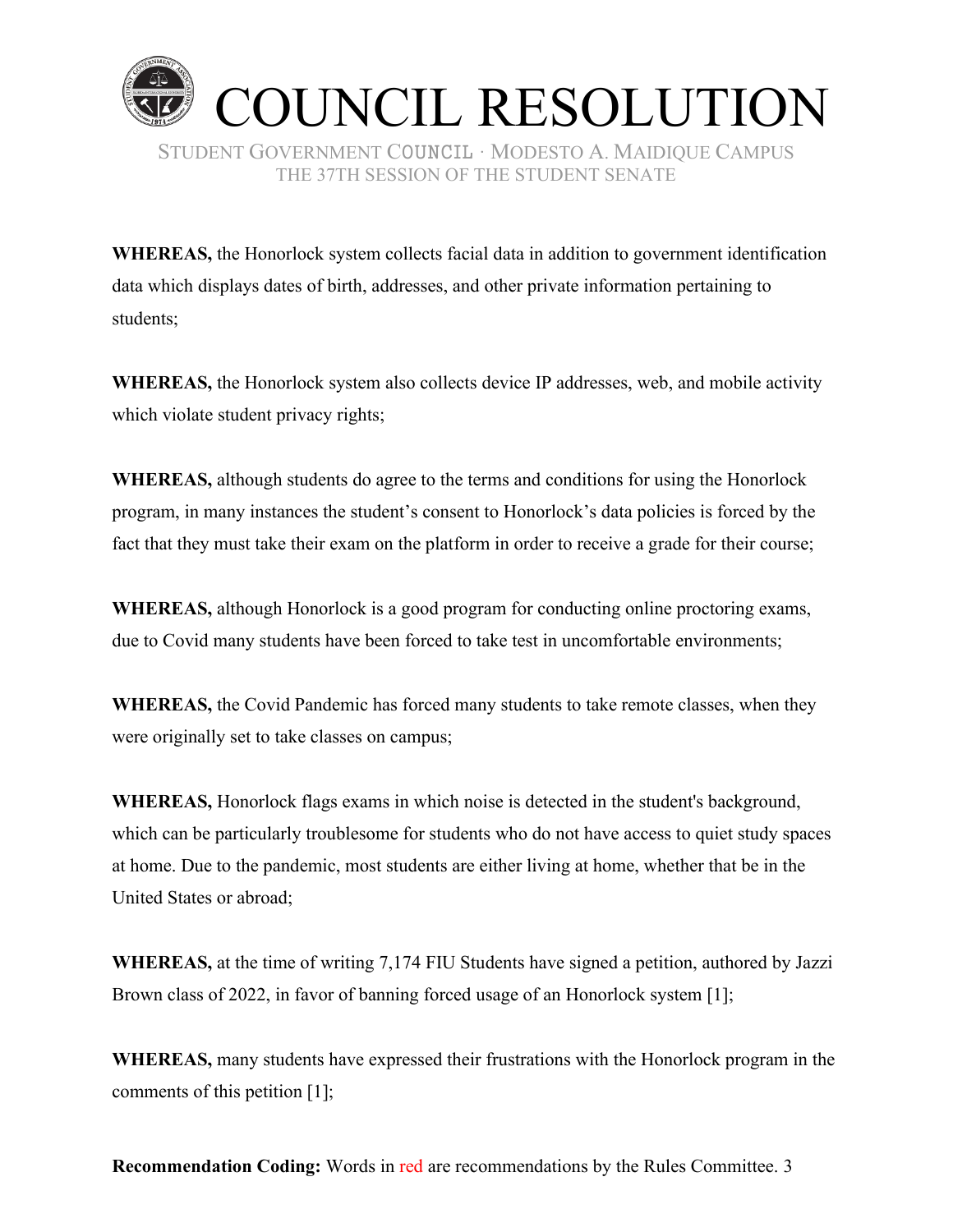# COUNCIL RESOLUTION

STUDENT GOVERNMENT COUNCIL · MODESTO A. MAIDIQUE CAMPUS
THE 37TH SESSION OF THE STUDENT SENATE

**WHEREAS,** the Honorlock system collects facial data in addition to government identification data which displays dates of birth, addresses, and other private information pertaining to students;

**WHEREAS,** the Honorlock system also collects device IP addresses, web, and mobile activity which violate student privacy rights;

**WHEREAS,** although students do agree to the terms and conditions for using the Honorlock program, in many instances the student's consent to Honorlock's data policies is forced by the fact that they must take their exam on the platform in order to receive a grade for their course;

**WHEREAS,** although Honorlock is a good program for conducting online proctoring exams, due to Covid many students have been forced to take test in uncomfortable environments;

**WHEREAS,** the Covid Pandemic has forced many students to take remote classes, when they were originally set to take classes on campus;

**WHEREAS,** Honorlock flags exams in which noise is detected in the student's background, which can be particularly troublesome for students who do not have access to quiet study spaces at home. Due to the pandemic, most students are either living at home, whether that be in the United States or abroad;

**WHEREAS,** at the time of writing 7,174 FIU Students have signed a petition, authored by Jazzi Brown class of 2022, in favor of banning forced usage of an Honorlock system [1];

**WHEREAS,** many students have expressed their frustrations with the Honorlock program in the comments of this petition [1];

**Recommendation Coding:** Words in red are recommendations by the Rules Committee.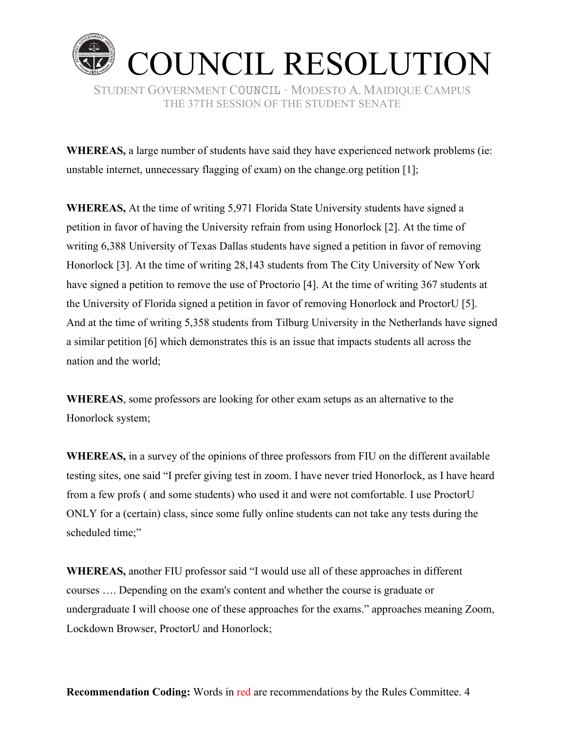# COUNCIL RESOLUTION

STUDENT GOVERNMENT COUNCIL · MODESTO A. MAIDIQUE CAMPUS
THE 37TH SESSION OF THE STUDENT SENATE

**WHEREAS,** a large number of students have said they have experienced network problems (ie: unstable internet, unnecessary flagging of exam) on the change.org petition [1];

**WHEREAS,** At the time of writing 5,971 Florida State University students have signed a petition in favor of having the University refrain from using Honorlock [2]. At the time of writing 6,388 University of Texas Dallas students have signed a petition in favor of removing Honorlock [3]. At the time of writing 28,143 students from The City University of New York have signed a petition to remove the use of Proctorio [4]. At the time of writing 367 students at the University of Florida signed a petition in favor of removing Honorlock and ProctorU [5]. And at the time of writing 5,358 students from Tilburg University in the Netherlands have signed a similar petition [6] which demonstrates this is an issue that impacts students all across the nation and the world;

**WHEREAS**, some professors are looking for other exam setups as an alternative to the Honorlock system;

**WHEREAS,** in a survey of the opinions of three professors from FIU on the different available testing sites, one said "I prefer giving test in zoom. I have never tried Honorlock, as I have heard from a few profs ( and some students) who used it and were not comfortable. I use ProctorU ONLY for a (certain) class, since some fully online students can not take any tests during the scheduled time;"

**WHEREAS,** another FIU professor said "I would use all of these approaches in different courses …. Depending on the exam's content and whether the course is graduate or undergraduate I will choose one of these approaches for the exams." approaches meaning Zoom, Lockdown Browser, ProctorU and Honorlock;

**Recommendation Coding:** Words in red are recommendations by the Rules Committee.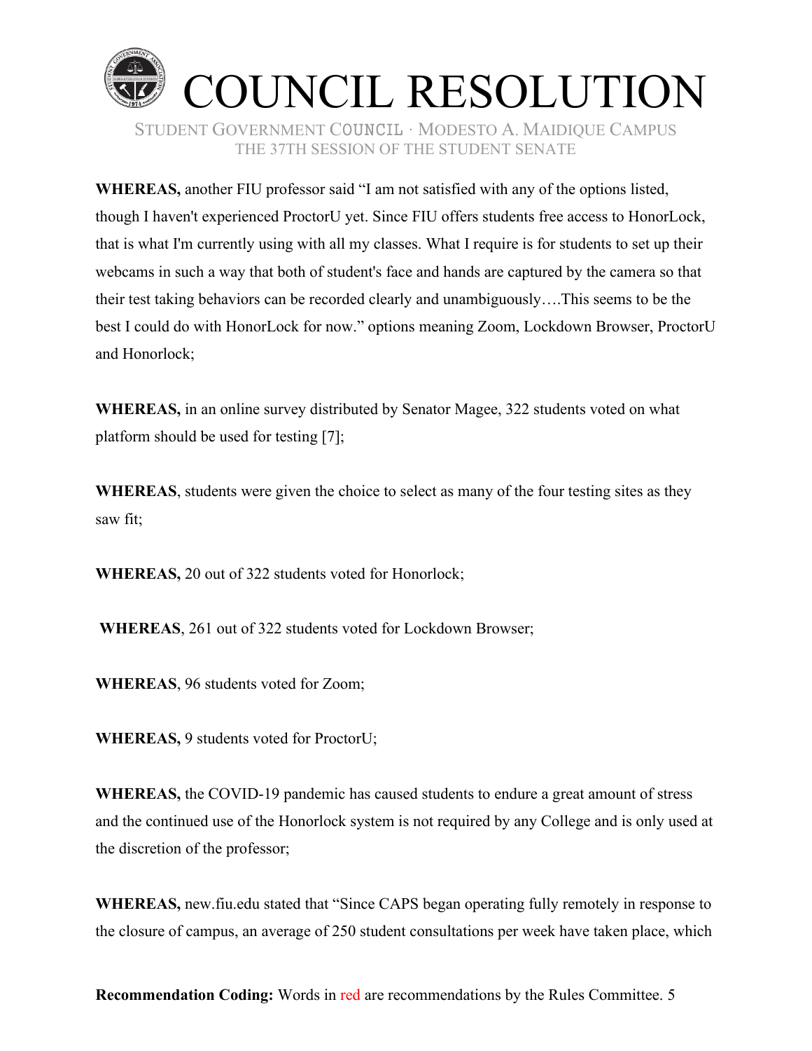**WHEREAS,** another FIU professor said "I am not satisfied with any of the options listed, though I haven't experienced ProctorU yet. Since FIU offers students free access to HonorLock, that is what I'm currently using with all my classes. What I require is for students to set up their webcams in such a way that both of student's face and hands are captured by the camera so that their test taking behaviors can be recorded clearly and unambiguously….This seems to be the best I could do with HonorLock for now." options meaning Zoom, Lockdown Browser, ProctorU and Honorlock;

**WHEREAS,** in an online survey distributed by Senator Magee, 322 students voted on what platform should be used for testing [7];

**WHEREAS**, students were given the choice to select as many of the four testing sites as they saw fit;

**WHEREAS,** 20 out of 322 students voted for Honorlock;

**WHEREAS**, 261 out of 322 students voted for Lockdown Browser;

**WHEREAS**, 96 students voted for Zoom;

**WHEREAS,** 9 students voted for ProctorU;

**WHEREAS,** the COVID-19 pandemic has caused students to endure a great amount of stress and the continued use of the Honorlock system is not required by any College and is only used at the discretion of the professor;

**WHEREAS,** new.fiu.edu stated that "Since CAPS began operating fully remotely in response to the closure of campus, an average of 250 student consultations per week have taken place, which

**Recommendation Coding:** Words in red are recommendations by the Rules Committee.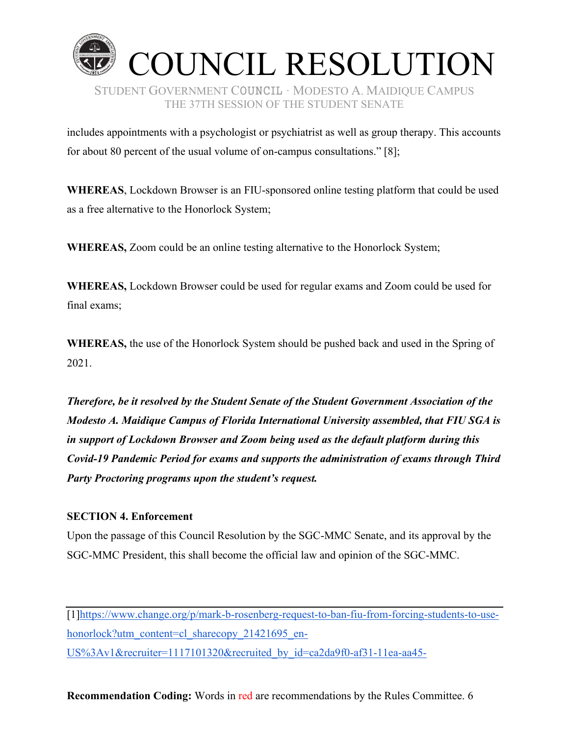includes appointments with a psychologist or psychiatrist as well as group therapy. This accounts for about 80 percent of the usual volume of on-campus consultations." [8];

**WHEREAS**, Lockdown Browser is an FIU-sponsored online testing platform that could be used as a free alternative to the Honorlock System;

**WHEREAS,** Zoom could be an online testing alternative to the Honorlock System;

**WHEREAS,** Lockdown Browser could be used for regular exams and Zoom could be used for final exams;

**WHEREAS,** the use of the Honorlock System should be pushed back and used in the Spring of 2021.

***Therefore, be it resolved by the Student Senate of the Student Government Association of the Modesto A. Maidique Campus of Florida International University assembled, that FIU SGA is in support of Lockdown Browser and Zoom being used as the default platform during this Covid-19 Pandemic Period for exams and supports the administration of exams through Third Party Proctoring programs upon the student's request.***

**SECTION 4. Enforcement**

Upon the passage of this Council Resolution by the SGC-MMC Senate, and its approval by the SGC-MMC President, this shall become the official law and opinion of the SGC-MMC.

---

[1]https://www.change.org/p/mark-b-rosenberg-request-to-ban-fiu-from-forcing-students-to-use-honorlock?utm_content=cl_sharecopy_21421695_en-US%3Av1&recruiter=1117101320&recruited_by_id=ca2da9f0-af31-11ea-aa45-

**Recommendation Coding:** Words in red are recommendations by the Rules Committee.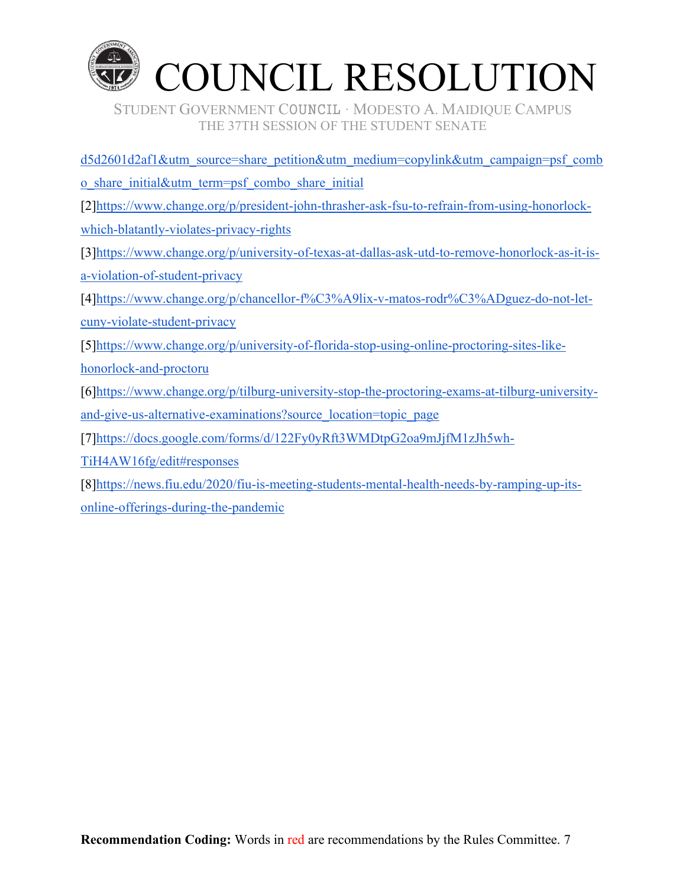d5d2601d2af1&utm_source=share_petition&utm_medium=copylink&utm_campaign=psf_combo_share_initial&utm_term=psf_combo_share_initial

[2]https://www.change.org/p/president-john-thrasher-ask-fsu-to-refrain-from-using-honorlock-which-blatantly-violates-privacy-rights

[3]https://www.change.org/p/university-of-texas-at-dallas-ask-utd-to-remove-honorlock-as-it-is-a-violation-of-student-privacy

[4]https://www.change.org/p/chancellor-f%C3%A9lix-v-matos-rodr%C3%ADguez-do-not-let-cuny-violate-student-privacy

[5]https://www.change.org/p/university-of-florida-stop-using-online-proctoring-sites-like-honorlock-and-proctoru

[6]https://www.change.org/p/tilburg-university-stop-the-proctoring-exams-at-tilburg-university-and-give-us-alternative-examinations?source_location=topic_page

[7]https://docs.google.com/forms/d/122Fy0yRft3WMDtpG2oa9mJjfM1zJh5wh-TiH4AW16fg/edit#responses

[8]https://news.fiu.edu/2020/fiu-is-meeting-students-mental-health-needs-by-ramping-up-its-online-offerings-during-the-pandemic

**Recommendation Coding:** Words in red are recommendations by the Rules Committee.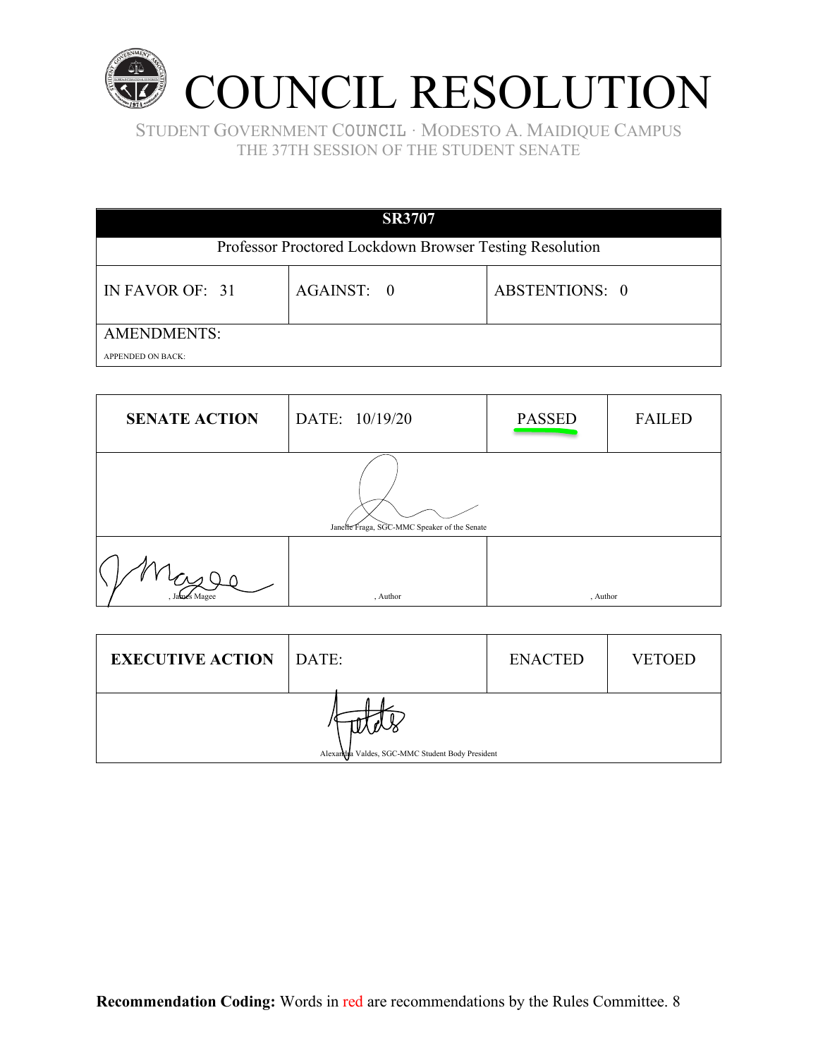# COUNCIL RESOLUTION

STUDENT GOVERNMENT COUNCIL · MODESTO A. MAIDIQUE CAMPUS
THE 37TH SESSION OF THE STUDENT SENATE

| SR3707 | | |
|---|---|---|
| Professor Proctored Lockdown Browser Testing Resolution | | |
| IN FAVOR OF: 31 | AGAINST: 0 | ABSTENTIONS: 0 |
| AMENDMENTS: APPENDED ON BACK: | | |

| SENATE ACTION | DATE: 10/19/20 | PASSED | FAILED |
|---|---|---|---|
| Janelle Fraga, SGC-MMC Speaker of the Senate | | | |
| , James Magee | , Author | , Author | |

| EXECUTIVE ACTION | DATE: | ENACTED | VETOED |
|---|---|---|---|
| Alexandra Valdes, SGC-MMC Student Body President | | | |

**Recommendation Coding:** Words in red are recommendations by the Rules Committee.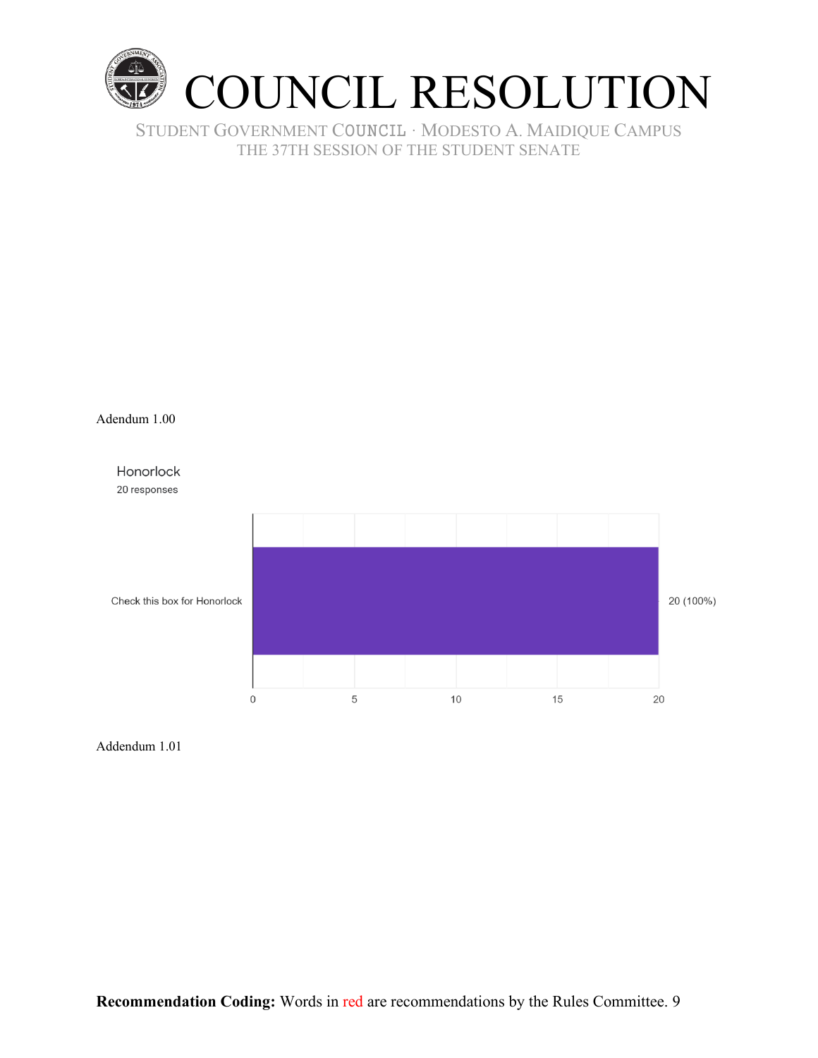# COUNCIL RESOLUTION

STUDENT GOVERNMENT COUNCIL · MODESTO A. MAIDIQUE CAMPUS
THE 37TH SESSION OF THE STUDENT SENATE

Adendum 1.00

Honorlock
20 responses

| | Responses |
|---|---|
| Check this box for Honorlock | 20 (100%) |

Addendum 1.01

**Recommendation Coding:** Words in red are recommendations by the Rules Committee.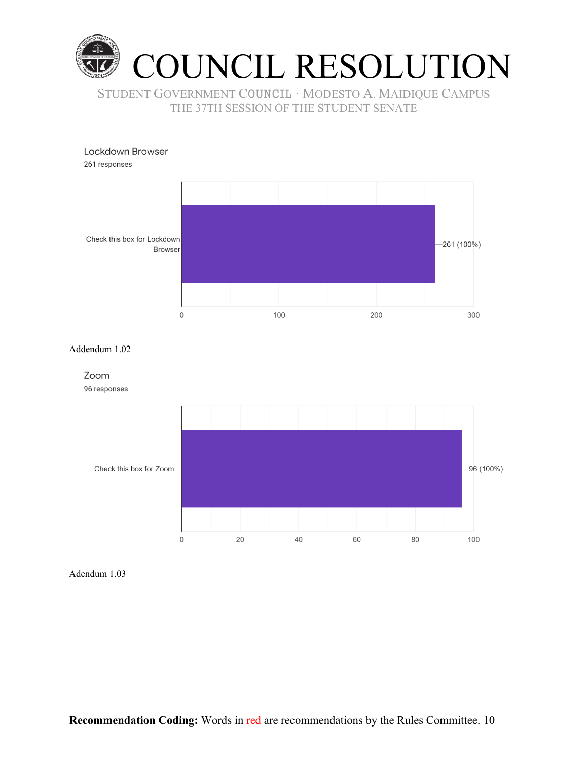Lockdown Browser

261 responses

| | |
|---|---|
| Check this box for Lockdown Browser | 261 (100%) |

Addendum 1.02

Zoom

96 responses

| | |
|---|---|
| Check this box for Zoom | 96 (100%) |

Adendum 1.03

**Recommendation Coding:** Words in red are recommendations by the Rules Committee.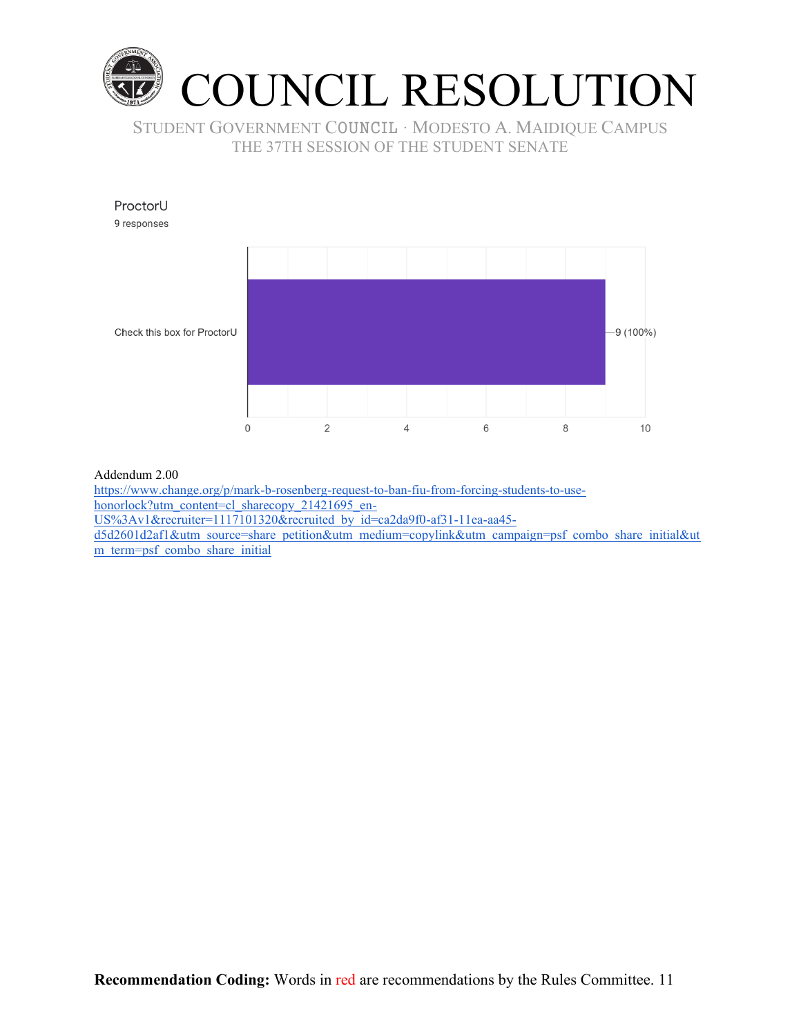ProctorU

9 responses

Check this box for ProctorU

9 (100%)

0
2
4
6
8
10

Addendum 2.00

https://www.change.org/p/mark-b-rosenberg-request-to-ban-fiu-from-forcing-students-to-use-honorlock?utm_content=cl_sharecopy_21421695_en-US%3Av1&recruiter=1117101320&recruited_by_id=ca2da9f0-af31-11ea-aa45-d5d2601d2af1&utm_source=share_petition&utm_medium=copylink&utm_campaign=psf_combo_share_initial&utm_term=psf_combo_share_initial